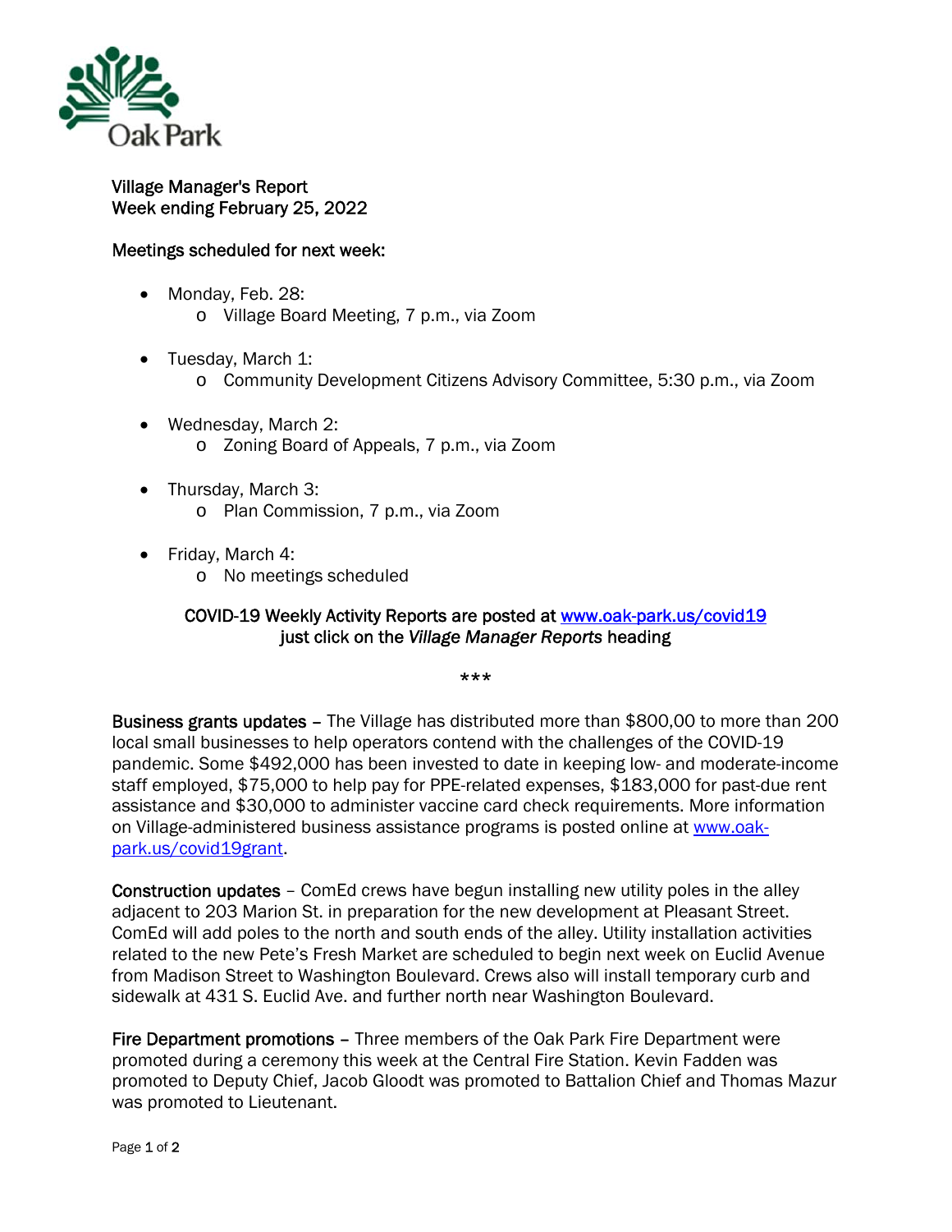Oak Park

Village Manager's Report
Week ending February 25, 2022

Meetings scheduled for next week:

- Monday, Feb. 28:
  - Village Board Meeting, 7 p.m., via Zoom
- Tuesday, March 1:
  - Community Development Citizens Advisory Committee, 5:30 p.m., via Zoom
- Wednesday, March 2:
  - Zoning Board of Appeals, 7 p.m., via Zoom
- Thursday, March 3:
  - Plan Commission, 7 p.m., via Zoom
- Friday, March 4:
  - No meetings scheduled

COVID-19 Weekly Activity Reports are posted at [www.oak-park.us/covid19](http://www.oak-park.us/covid19)
just click on the *Village Manager Reports* heading

***

**Business grants updates** – The Village has distributed more than $800,00 to more than 200 local small businesses to help operators contend with the challenges of the COVID-19 pandemic. Some $492,000 has been invested to date in keeping low- and moderate-income staff employed, $75,000 to help pay for PPE-related expenses, $183,000 for past-due rent assistance and $30,000 to administer vaccine card check requirements. More information on Village-administered business assistance programs is posted online at [www.oak-park.us/covid19grant](http://www.oak-park.us/covid19grant).

**Construction updates** – ComEd crews have begun installing new utility poles in the alley adjacent to 203 Marion St. in preparation for the new development at Pleasant Street. ComEd will add poles to the north and south ends of the alley. Utility installation activities related to the new Pete's Fresh Market are scheduled to begin next week on Euclid Avenue from Madison Street to Washington Boulevard. Crews also will install temporary curb and sidewalk at 431 S. Euclid Ave. and further north near Washington Boulevard.

**Fire Department promotions** – Three members of the Oak Park Fire Department were promoted during a ceremony this week at the Central Fire Station. Kevin Fadden was promoted to Deputy Chief, Jacob Gloodt was promoted to Battalion Chief and Thomas Mazur was promoted to Lieutenant.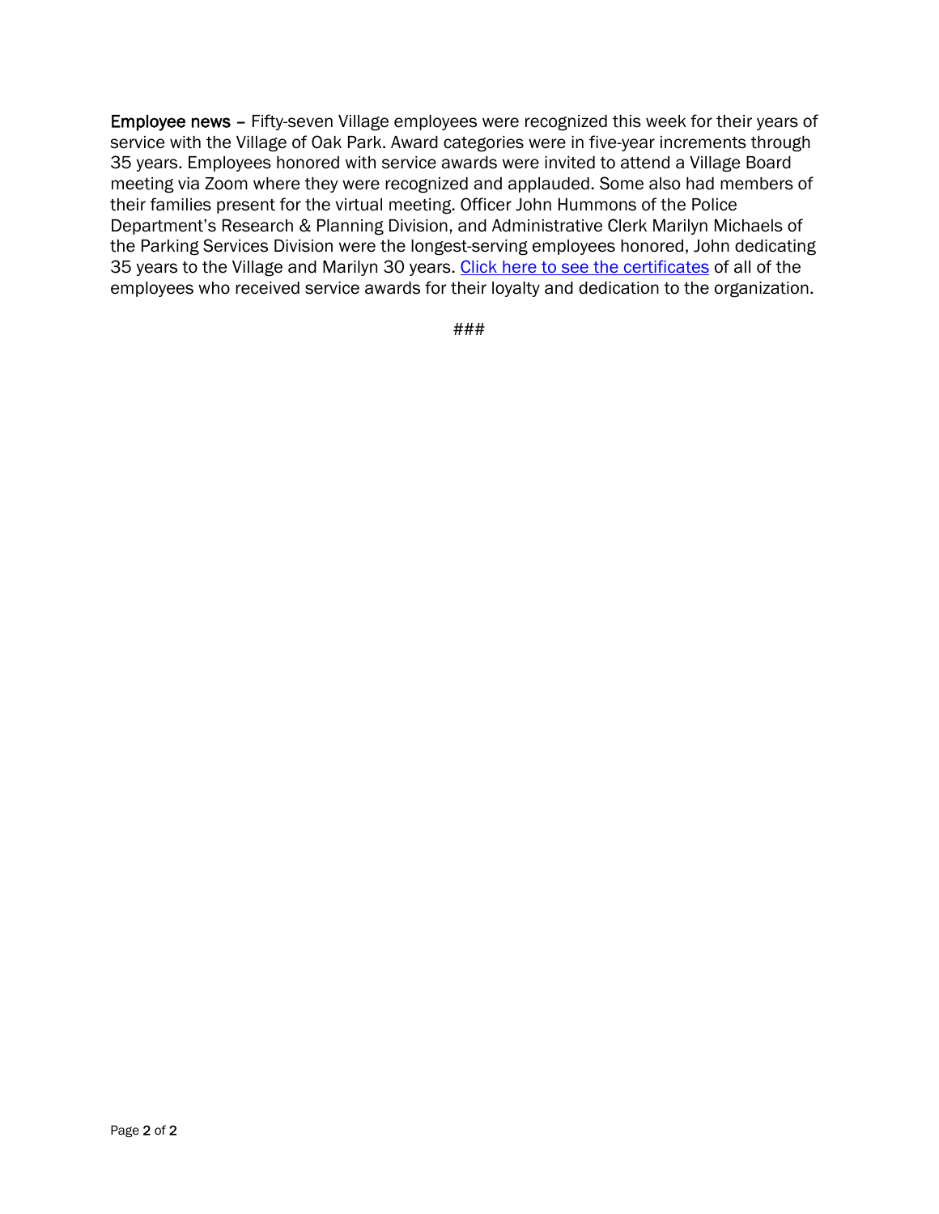**Employee news** – Fifty-seven Village employees were recognized this week for their years of service with the Village of Oak Park. Award categories were in five-year increments through 35 years. Employees honored with service awards were invited to attend a Village Board meeting via Zoom where they were recognized and applauded. Some also had members of their families present for the virtual meeting. Officer John Hummons of the Police Department's Research & Planning Division, and Administrative Clerk Marilyn Michaels of the Parking Services Division were the longest-serving employees honored, John dedicating 35 years to the Village and Marilyn 30 years. Click here to see the certificates of all of the employees who received service awards for their loyalty and dedication to the organization.

###